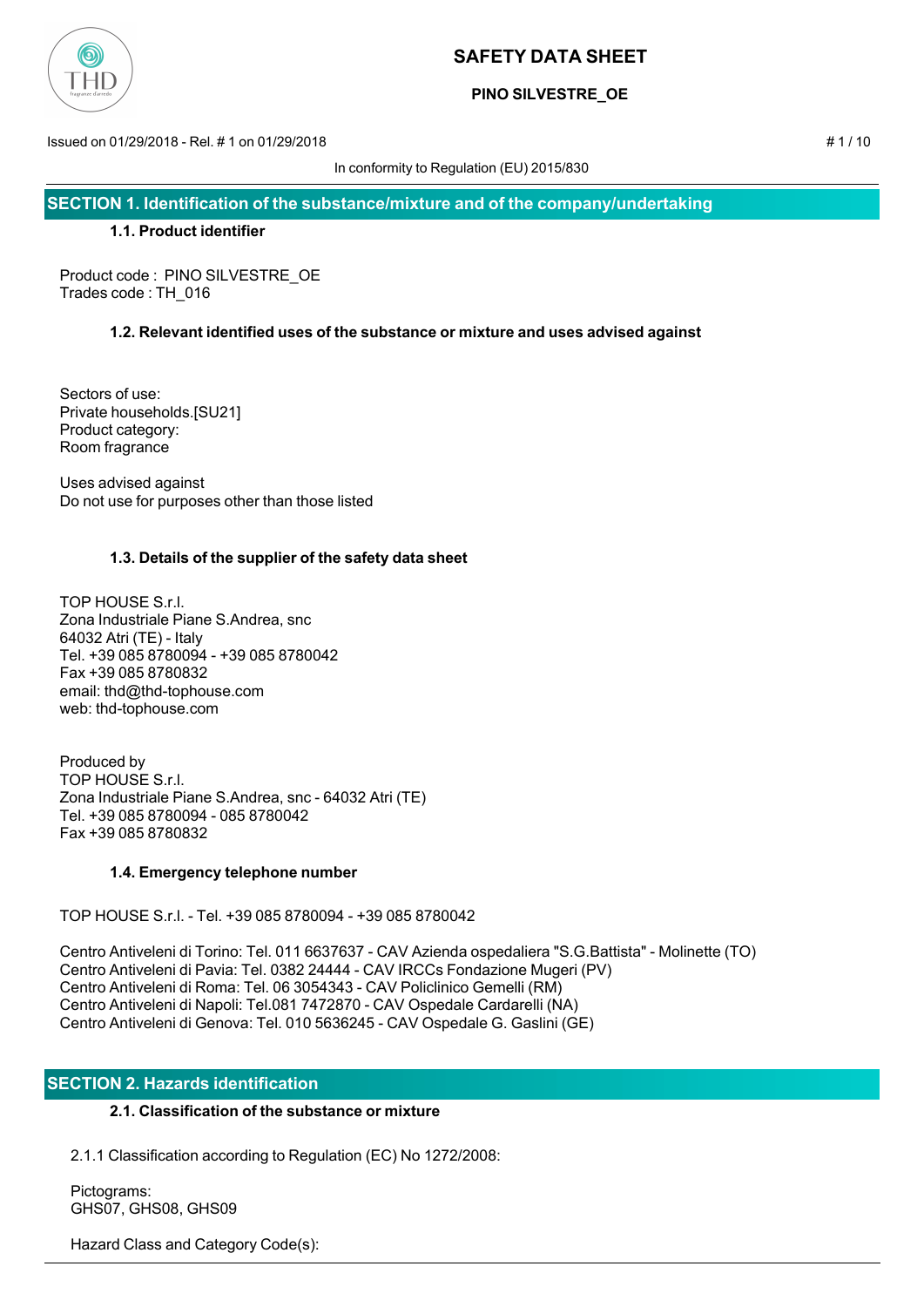# SAFETY DATA SHEET

## PINO SILVESTRE_OE

Issued on 01/29/2018 - Rel. # 1 on 01/29/2018

In conformity to Regulation (EU) 2015/830

## SECTION 1. Identification of the substance/mixture and of the company/undertaking

### 1.1. Product identifier

Product code : PINO SILVESTRE_OE
Trades code : TH_016

### 1.2. Relevant identified uses of the substance or mixture and uses advised against

Sectors of use:
Private households.[SU21]
Product category:
Room fragrance

Uses advised against
Do not use for purposes other than those listed

### 1.3. Details of the supplier of the safety data sheet

TOP HOUSE S.r.l.
Zona Industriale Piane S.Andrea, snc
64032 Atri (TE) - Italy
Tel. +39 085 8780094 - +39 085 8780042
Fax +39 085 8780832
email: thd@thd-tophouse.com
web: thd-tophouse.com

Produced by
TOP HOUSE S.r.l.
Zona Industriale Piane S.Andrea, snc - 64032 Atri (TE)
Tel. +39 085 8780094 - 085 8780042
Fax +39 085 8780832

### 1.4. Emergency telephone number

TOP HOUSE S.r.l. - Tel. +39 085 8780094 - +39 085 8780042

Centro Antiveleni di Torino: Tel. 011 6637637 - CAV Azienda ospedaliera "S.G.Battista" - Molinette (TO)
Centro Antiveleni di Pavia: Tel. 0382 24444 - CAV IRCCs Fondazione Mugeri (PV)
Centro Antiveleni di Roma: Tel. 06 3054343 - CAV Policlinico Gemelli (RM)
Centro Antiveleni di Napoli: Tel.081 7472870 - CAV Ospedale Cardarelli (NA)
Centro Antiveleni di Genova: Tel. 010 5636245 - CAV Ospedale G. Gaslini (GE)

## SECTION 2. Hazards identification

### 2.1. Classification of the substance or mixture

2.1.1 Classification according to Regulation (EC) No 1272/2008:

Pictograms:
GHS07, GHS08, GHS09

Hazard Class and Category Code(s):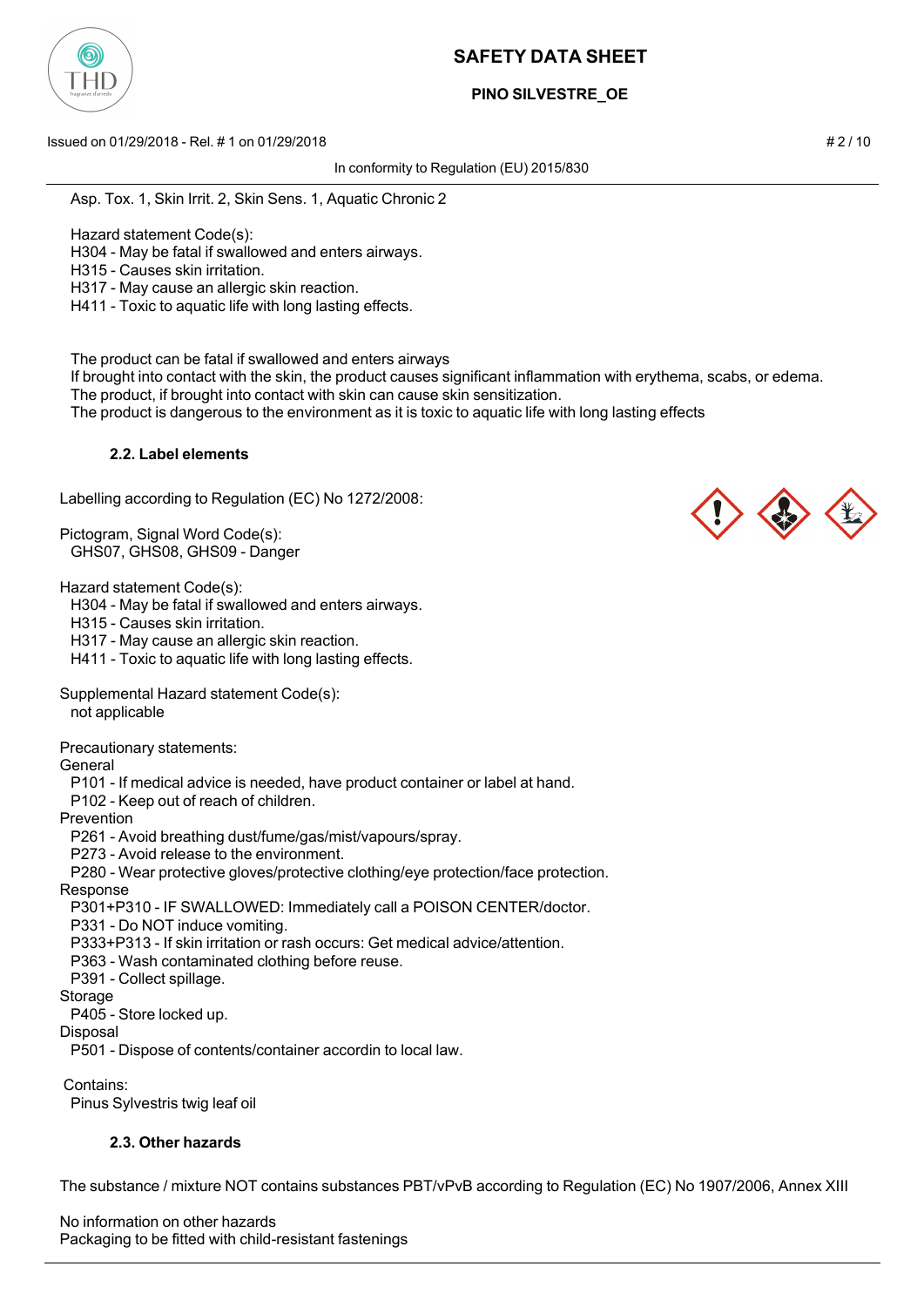Asp. Tox. 1, Skin Irrit. 2, Skin Sens. 1, Aquatic Chronic 2

Hazard statement Code(s):
H304 - May be fatal if swallowed and enters airways.
H315 - Causes skin irritation.
H317 - May cause an allergic skin reaction.
H411 - Toxic to aquatic life with long lasting effects.

The product can be fatal if swallowed and enters airways
If brought into contact with the skin, the product causes significant inflammation with erythema, scabs, or edema.
The product, if brought into contact with skin can cause skin sensitization.
The product is dangerous to the environment as it is toxic to aquatic life with long lasting effects

### 2.2. Label elements

Labelling according to Regulation (EC) No 1272/2008:

Pictogram, Signal Word Code(s):
GHS07, GHS08, GHS09 - Danger

Hazard statement Code(s):
H304 - May be fatal if swallowed and enters airways.
H315 - Causes skin irritation.
H317 - May cause an allergic skin reaction.
H411 - Toxic to aquatic life with long lasting effects.

Supplemental Hazard statement Code(s):
not applicable

Precautionary statements:
General
P101 - If medical advice is needed, have product container or label at hand.
P102 - Keep out of reach of children.
Prevention
P261 - Avoid breathing dust/fume/gas/mist/vapours/spray.
P273 - Avoid release to the environment.
P280 - Wear protective gloves/protective clothing/eye protection/face protection.
Response
P301+P310 - IF SWALLOWED: Immediately call a POISON CENTER/doctor.
P331 - Do NOT induce vomiting.
P333+P313 - If skin irritation or rash occurs: Get medical advice/attention.
P363 - Wash contaminated clothing before reuse.
P391 - Collect spillage.
Storage
P405 - Store locked up.
Disposal
P501 - Dispose of contents/container accordin to local law.

Contains:
Pinus Sylvestris twig leaf oil

### 2.3. Other hazards

The substance / mixture NOT contains substances PBT/vPvB according to Regulation (EC) No 1907/2006, Annex XIII

No information on other hazards
Packaging to be fitted with child-resistant fastenings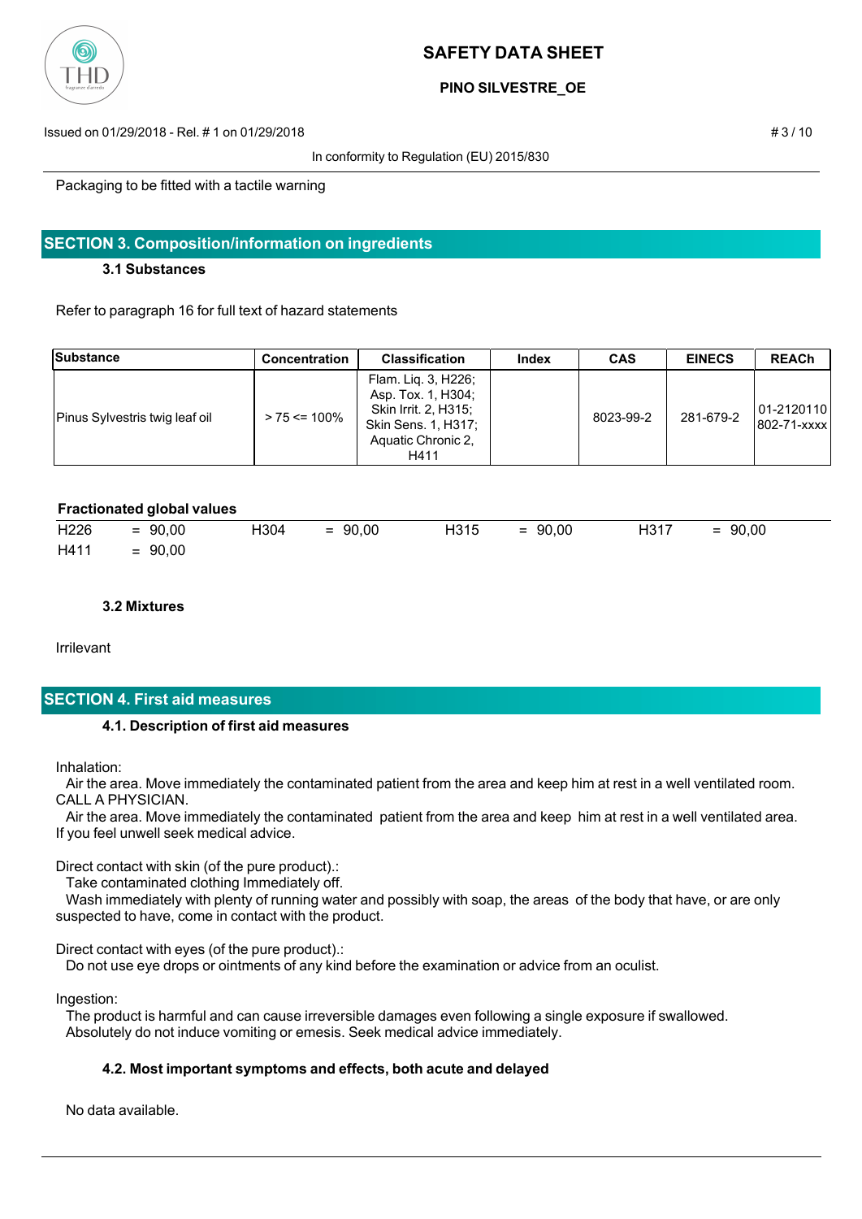Packaging to be fitted with a tactile warning

## SECTION 3. Composition/information on ingredients

### 3.1 Substances

Refer to paragraph 16 for full text of hazard statements

| Substance | Concentration | Classification | Index | CAS | EINECS | REACh |
|---|---|---|---|---|---|---|
| Pinus Sylvestris twig leaf oil | > 75 <= 100% | Flam. Liq. 3, H226; Asp. Tox. 1, H304; Skin Irrit. 2, H315; Skin Sens. 1, H317; Aquatic Chronic 2, H411 | | 8023-99-2 | 281-679-2 | 01-2120110802-71-xxxx |

**Fractionated global values**

| | | | | | | | |
|---|---|---|---|---|---|---|---|
| H226 | = 90,00 | H304 | = 90,00 | H315 | = 90,00 | H317 | = 90,00 |
| H411 | = 90,00 | | | | | | |

### 3.2 Mixtures

Irrilevant

## SECTION 4. First aid measures

### 4.1. Description of first aid measures

Inhalation:
Air the area. Move immediately the contaminated patient from the area and keep him at rest in a well ventilated room. CALL A PHYSICIAN.
Air the area. Move immediately the contaminated patient from the area and keep him at rest in a well ventilated area. If you feel unwell seek medical advice.

Direct contact with skin (of the pure product).:
Take contaminated clothing Immediately off.
Wash immediately with plenty of running water and possibly with soap, the areas of the body that have, or are only suspected to have, come in contact with the product.

Direct contact with eyes (of the pure product).:
Do not use eye drops or ointments of any kind before the examination or advice from an oculist.

Ingestion:
The product is harmful and can cause irreversible damages even following a single exposure if swallowed.
Absolutely do not induce vomiting or emesis. Seek medical advice immediately.

### 4.2. Most important symptoms and effects, both acute and delayed

No data available.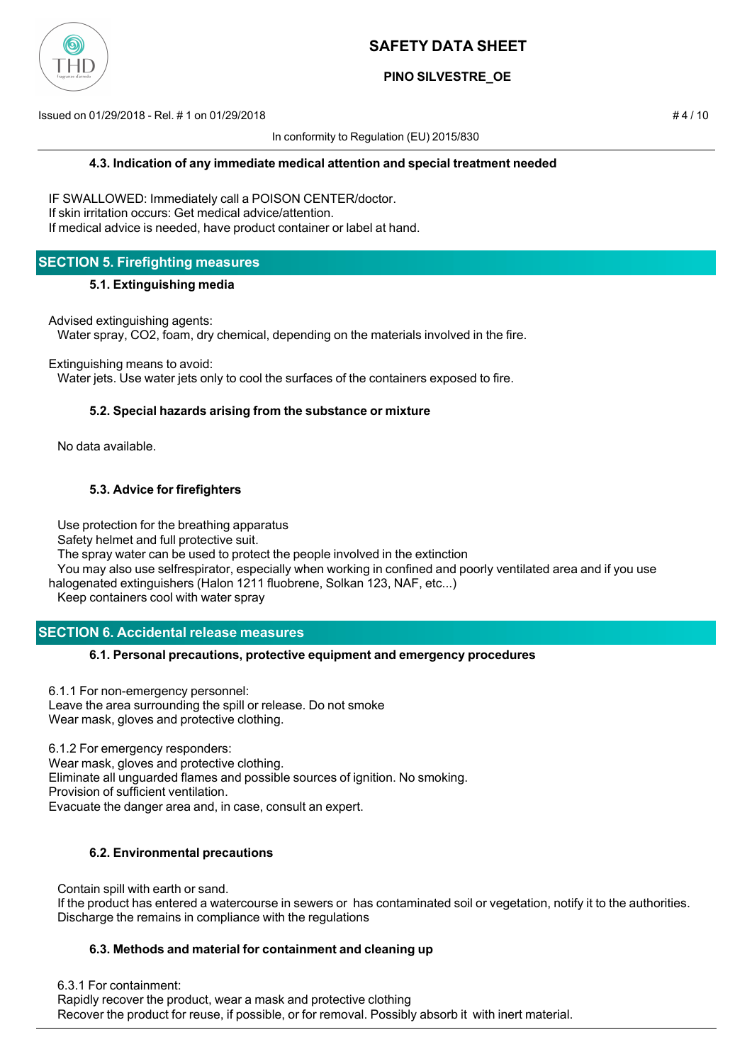#### 4.3. Indication of any immediate medical attention and special treatment needed

IF SWALLOWED: Immediately call a POISON CENTER/doctor.
If skin irritation occurs: Get medical advice/attention.
If medical advice is needed, have product container or label at hand.

## SECTION 5. Firefighting measures

#### 5.1. Extinguishing media

Advised extinguishing agents:
Water spray, CO2, foam, dry chemical, depending on the materials involved in the fire.

Extinguishing means to avoid:
Water jets. Use water jets only to cool the surfaces of the containers exposed to fire.

#### 5.2. Special hazards arising from the substance or mixture

No data available.

#### 5.3. Advice for firefighters

Use protection for the breathing apparatus
Safety helmet and full protective suit.
The spray water can be used to protect the people involved in the extinction
You may also use selfrespirator, especially when working in confined and poorly ventilated area and if you use halogenated extinguishers (Halon 1211 fluobrene, Solkan 123, NAF, etc...)
Keep containers cool with water spray

## SECTION 6. Accidental release measures

#### 6.1. Personal precautions, protective equipment and emergency procedures

6.1.1 For non-emergency personnel:
Leave the area surrounding the spill or release. Do not smoke
Wear mask, gloves and protective clothing.

6.1.2 For emergency responders:
Wear mask, gloves and protective clothing.
Eliminate all unguarded flames and possible sources of ignition. No smoking.
Provision of sufficient ventilation.
Evacuate the danger area and, in case, consult an expert.

#### 6.2. Environmental precautions

Contain spill with earth or sand.
If the product has entered a watercourse in sewers or has contaminated soil or vegetation, notify it to the authorities.
Discharge the remains in compliance with the regulations

#### 6.3. Methods and material for containment and cleaning up

6.3.1 For containment:
Rapidly recover the product, wear a mask and protective clothing
Recover the product for reuse, if possible, or for removal. Possibly absorb it with inert material.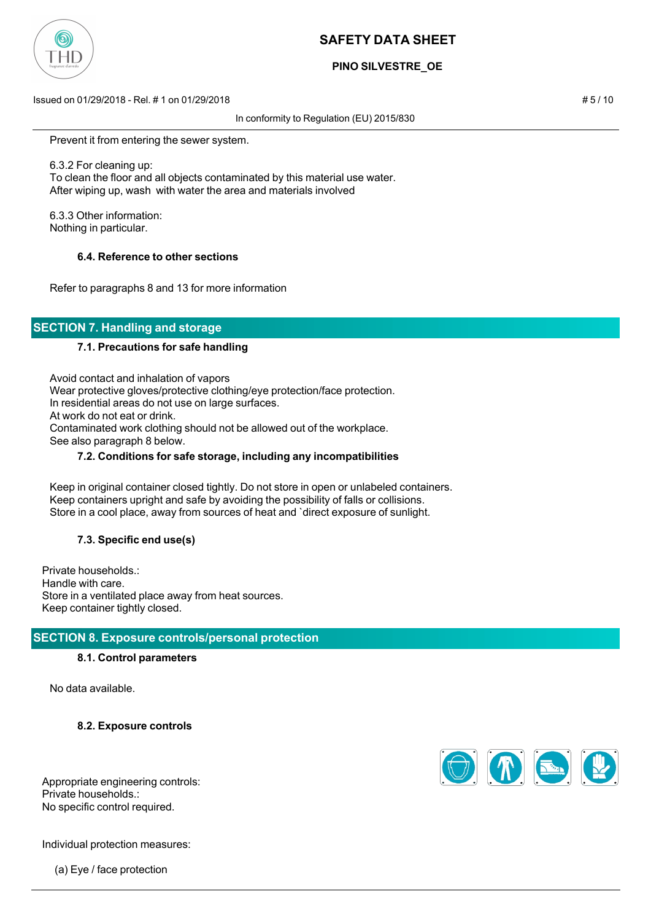Prevent it from entering the sewer system.

6.3.2 For cleaning up:
To clean the floor and all objects contaminated by this material use water.
After wiping up, wash  with water the area and materials involved

6.3.3 Other information:
Nothing in particular.

### 6.4. Reference to other sections

Refer to paragraphs 8 and 13 for more information

## SECTION 7. Handling and storage

### 7.1. Precautions for safe handling

Avoid contact and inhalation of vapors
Wear protective gloves/protective clothing/eye protection/face protection.
In residential areas do not use on large surfaces.
At work do not eat or drink.
Contaminated work clothing should not be allowed out of the workplace.
See also paragraph 8 below.

### 7.2. Conditions for safe storage, including any incompatibilities

Keep in original container closed tightly. Do not store in open or unlabeled containers.
Keep containers upright and safe by avoiding the possibility of falls or collisions.
Store in a cool place, away from sources of heat and `direct exposure of sunlight.

### 7.3. Specific end use(s)

Private households.:
Handle with care.
Store in a ventilated place away from heat sources.
Keep container tightly closed.

## SECTION 8. Exposure controls/personal protection

### 8.1. Control parameters

No data available.

### 8.2. Exposure controls

Appropriate engineering controls:
Private households.:
No specific control required.

Individual protection measures:

(a) Eye / face protection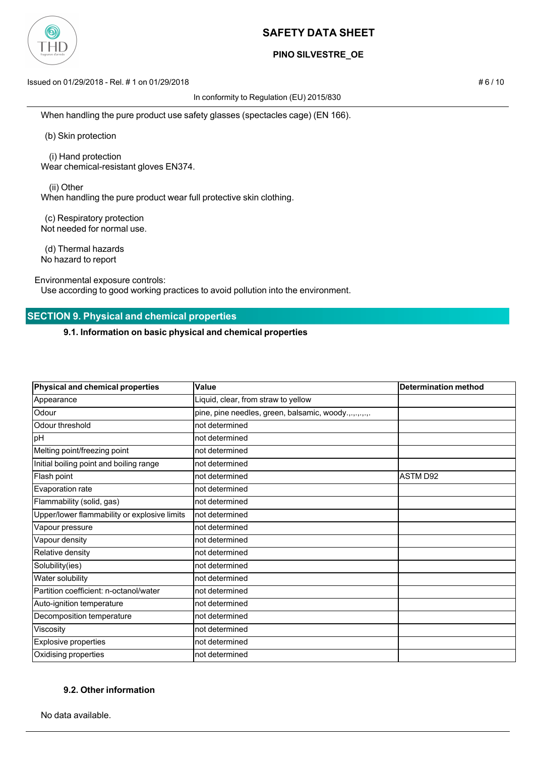When handling the pure product use safety glasses (spectacles cage) (EN 166).

(b) Skin protection

(i) Hand protection
Wear chemical-resistant gloves EN374.

(ii) Other
When handling the pure product wear full protective skin clothing.

(c) Respiratory protection
Not needed for normal use.

(d) Thermal hazards
No hazard to report

Environmental exposure controls:
Use according to good working practices to avoid pollution into the environment.

## SECTION 9. Physical and chemical properties

### 9.1. Information on basic physical and chemical properties

| Physical and chemical properties | Value | Determination method |
|---|---|---|
| Appearance | Liquid, clear, from straw to yellow | |
| Odour | pine, pine needles, green, balsamic, woody.,.,.,.,.,. | |
| Odour threshold | not determined | |
| pH | not determined | |
| Melting point/freezing point | not determined | |
| Initial boiling point and boiling range | not determined | |
| Flash point | not determined | ASTM D92 |
| Evaporation rate | not determined | |
| Flammability (solid, gas) | not determined | |
| Upper/lower flammability or explosive limits | not determined | |
| Vapour pressure | not determined | |
| Vapour density | not determined | |
| Relative density | not determined | |
| Solubility(ies) | not determined | |
| Water solubility | not determined | |
| Partition coefficient: n-octanol/water | not determined | |
| Auto-ignition temperature | not determined | |
| Decomposition temperature | not determined | |
| Viscosity | not determined | |
| Explosive properties | not determined | |
| Oxidising properties | not determined | |

### 9.2. Other information

No data available.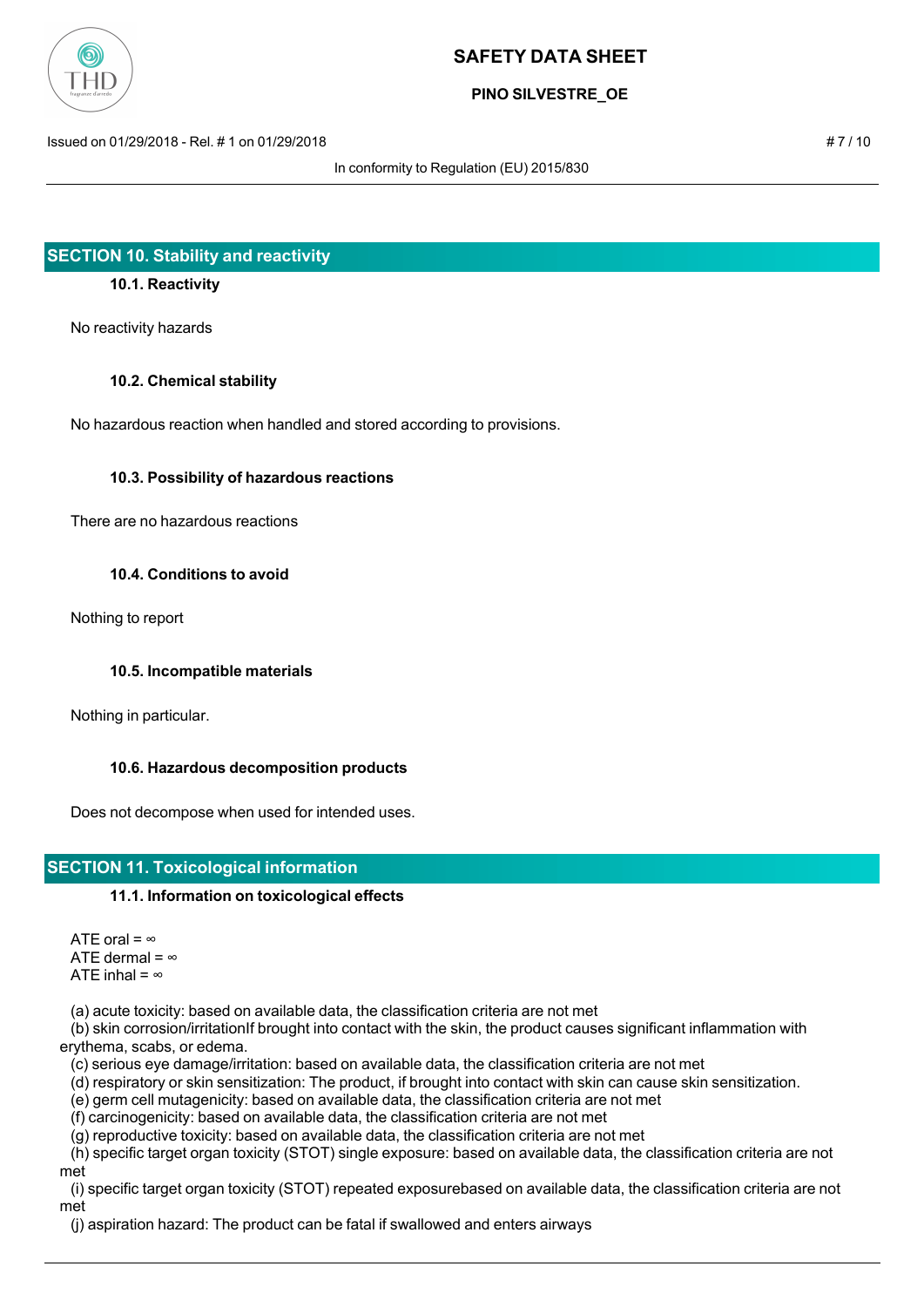## SECTION 10. Stability and reactivity

### 10.1. Reactivity

No reactivity hazards

### 10.2. Chemical stability

No hazardous reaction when handled and stored according to provisions.

### 10.3. Possibility of hazardous reactions

There are no hazardous reactions

### 10.4. Conditions to avoid

Nothing to report

### 10.5. Incompatible materials

Nothing in particular.

### 10.6. Hazardous decomposition products

Does not decompose when used for intended uses.

## SECTION 11. Toxicological information

### 11.1. Information on toxicological effects

ATE oral = ∞
ATE dermal = ∞
ATE inhal = ∞

(a) acute toxicity: based on available data, the classification criteria are not met
(b) skin corrosion/irritationIf brought into contact with the skin, the product causes significant inflammation with erythema, scabs, or edema.
(c) serious eye damage/irritation: based on available data, the classification criteria are not met
(d) respiratory or skin sensitization: The product, if brought into contact with skin can cause skin sensitization.
(e) germ cell mutagenicity: based on available data, the classification criteria are not met
(f) carcinogenicity: based on available data, the classification criteria are not met
(g) reproductive toxicity: based on available data, the classification criteria are not met
(h) specific target organ toxicity (STOT) single exposure: based on available data, the classification criteria are not met
(i) specific target organ toxicity (STOT) repeated exposurebased on available data, the classification criteria are not met
(j) aspiration hazard: The product can be fatal if swallowed and enters airways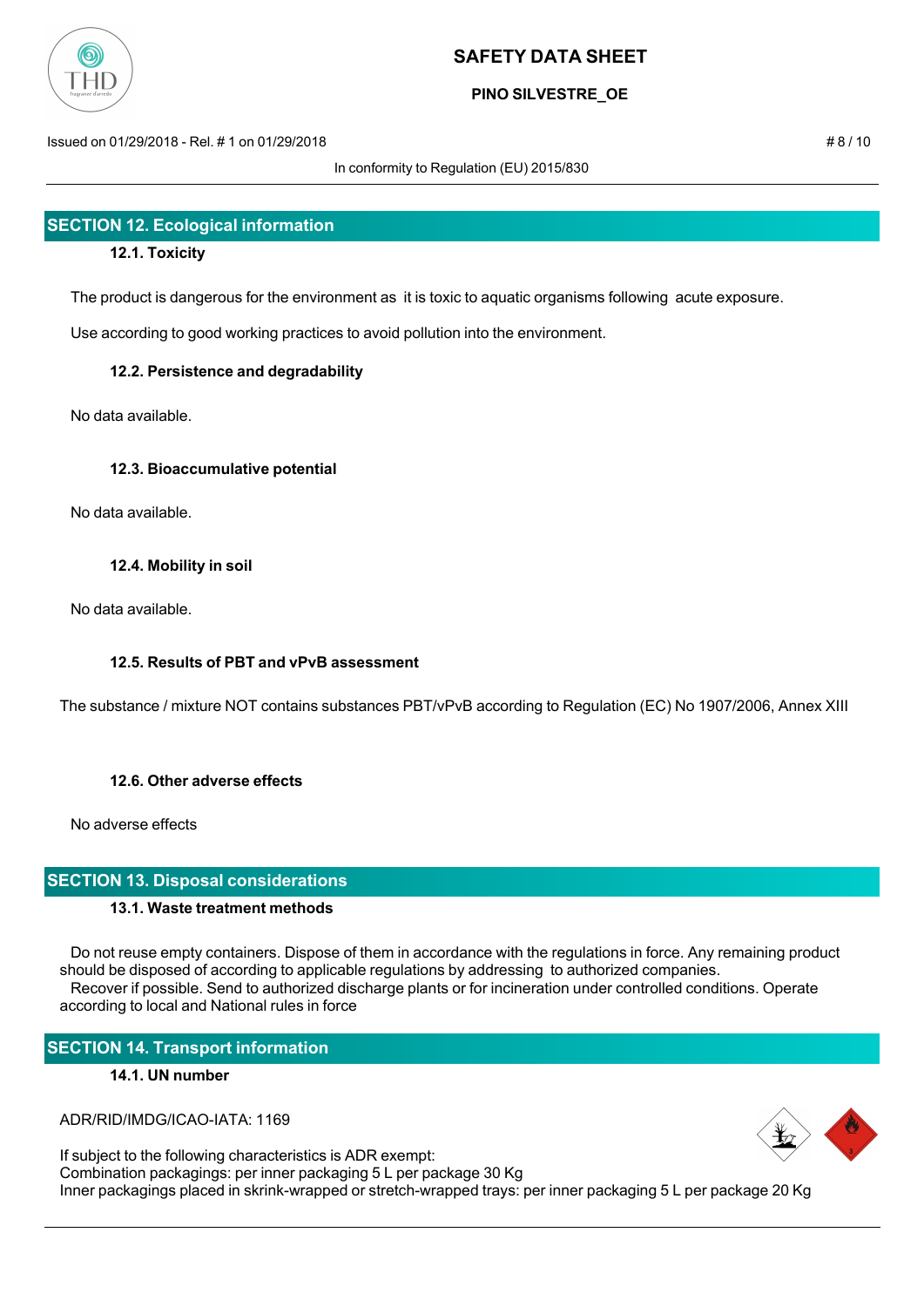## SECTION 12. Ecological information

### 12.1. Toxicity

The product is dangerous for the environment as it is toxic to aquatic organisms following acute exposure.

Use according to good working practices to avoid pollution into the environment.

### 12.2. Persistence and degradability

No data available.

### 12.3. Bioaccumulative potential

No data available.

### 12.4. Mobility in soil

No data available.

### 12.5. Results of PBT and vPvB assessment

The substance / mixture NOT contains substances PBT/vPvB according to Regulation (EC) No 1907/2006, Annex XIII

### 12.6. Other adverse effects

No adverse effects

## SECTION 13. Disposal considerations

### 13.1. Waste treatment methods

Do not reuse empty containers. Dispose of them in accordance with the regulations in force. Any remaining product should be disposed of according to applicable regulations by addressing to authorized companies.
Recover if possible. Send to authorized discharge plants or for incineration under controlled conditions. Operate according to local and National rules in force

## SECTION 14. Transport information

### 14.1. UN number

ADR/RID/IMDG/ICAO-IATA: 1169

If subject to the following characteristics is ADR exempt:
Combination packagings: per inner packaging 5 L per package 30 Kg
Inner packagings placed in skrink-wrapped or stretch-wrapped trays: per inner packaging 5 L per package 20 Kg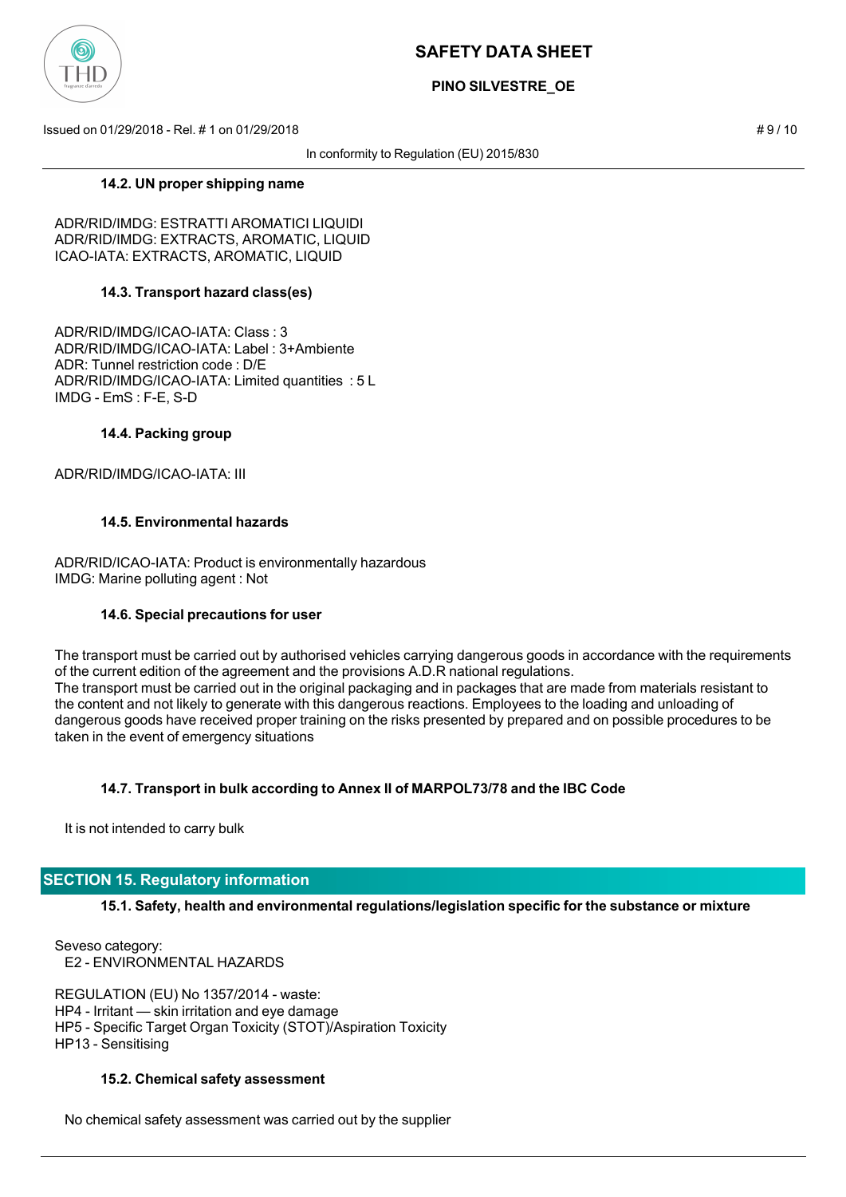#### 14.2. UN proper shipping name

ADR/RID/IMDG: ESTRATTI AROMATICI LIQUIDI
ADR/RID/IMDG: EXTRACTS, AROMATIC, LIQUID
ICAO-IATA: EXTRACTS, AROMATIC, LIQUID

#### 14.3. Transport hazard class(es)

ADR/RID/IMDG/ICAO-IATA: Class : 3
ADR/RID/IMDG/ICAO-IATA: Label : 3+Ambiente
ADR: Tunnel restriction code : D/E
ADR/RID/IMDG/ICAO-IATA: Limited quantities : 5 L
IMDG - EmS : F-E, S-D

#### 14.4. Packing group

ADR/RID/IMDG/ICAO-IATA: III

#### 14.5. Environmental hazards

ADR/RID/ICAO-IATA: Product is environmentally hazardous
IMDG: Marine polluting agent : Not

#### 14.6. Special precautions for user

The transport must be carried out by authorised vehicles carrying dangerous goods in accordance with the requirements of the current edition of the agreement and the provisions A.D.R national regulations.
The transport must be carried out in the original packaging and in packages that are made from materials resistant to the content and not likely to generate with this dangerous reactions. Employees to the loading and unloading of dangerous goods have received proper training on the risks presented by prepared and on possible procedures to be taken in the event of emergency situations

#### 14.7. Transport in bulk according to Annex II of MARPOL73/78 and the IBC Code

It is not intended to carry bulk

## SECTION 15. Regulatory information

#### 15.1. Safety, health and environmental regulations/legislation specific for the substance or mixture

Seveso category:
E2 - ENVIRONMENTAL HAZARDS

REGULATION (EU) No 1357/2014 - waste:
HP4 - Irritant — skin irritation and eye damage
HP5 - Specific Target Organ Toxicity (STOT)/Aspiration Toxicity
HP13 - Sensitising

#### 15.2. Chemical safety assessment

No chemical safety assessment was carried out by the supplier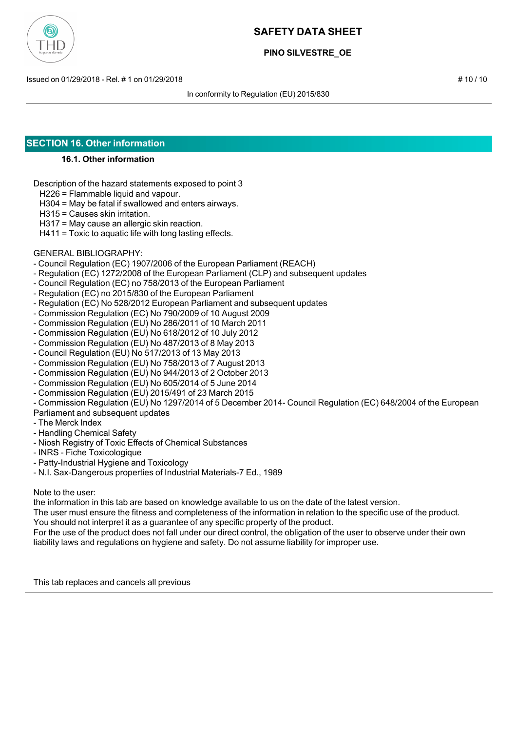## SECTION 16. Other information

### 16.1. Other information

Description of the hazard statements exposed to point 3

H226 = Flammable liquid and vapour.
H304 = May be fatal if swallowed and enters airways.
H315 = Causes skin irritation.
H317 = May cause an allergic skin reaction.
H411 = Toxic to aquatic life with long lasting effects.

GENERAL BIBLIOGRAPHY:

- Council Regulation (EC) 1907/2006 of the European Parliament (REACH)
- Regulation (EC) 1272/2008 of the European Parliament (CLP) and subsequent updates
- Council Regulation (EC) no 758/2013 of the European Parliament
- Regulation (EC) no 2015/830 of the European Parliament
- Regulation (EC) No 528/2012 European Parliament and subsequent updates
- Commission Regulation (EC) No 790/2009 of 10 August 2009
- Commission Regulation (EU) No 286/2011 of 10 March 2011
- Commission Regulation (EU) No 618/2012 of 10 July 2012
- Commission Regulation (EU) No 487/2013 of 8 May 2013
- Council Regulation (EU) No 517/2013 of 13 May 2013
- Commission Regulation (EU) No 758/2013 of 7 August 2013
- Commission Regulation (EU) No 944/2013 of 2 October 2013
- Commission Regulation (EU) No 605/2014 of 5 June 2014
- Commission Regulation (EU) 2015/491 of 23 March 2015
- Commission Regulation (EU) No 1297/2014 of 5 December 2014- Council Regulation (EC) 648/2004 of the European Parliament and subsequent updates
- The Merck Index
- Handling Chemical Safety
- Niosh Registry of Toxic Effects of Chemical Substances
- INRS - Fiche Toxicologique
- Patty-Industrial Hygiene and Toxicology
- N.I. Sax-Dangerous properties of Industrial Materials-7 Ed., 1989

Note to the user:
the information in this tab are based on knowledge available to us on the date of the latest version.
The user must ensure the fitness and completeness of the information in relation to the specific use of the product.
You should not interpret it as a guarantee of any specific property of the product.
For the use of the product does not fall under our direct control, the obligation of the user to observe under their own liability laws and regulations on hygiene and safety. Do not assume liability for improper use.

This tab replaces and cancels all previous